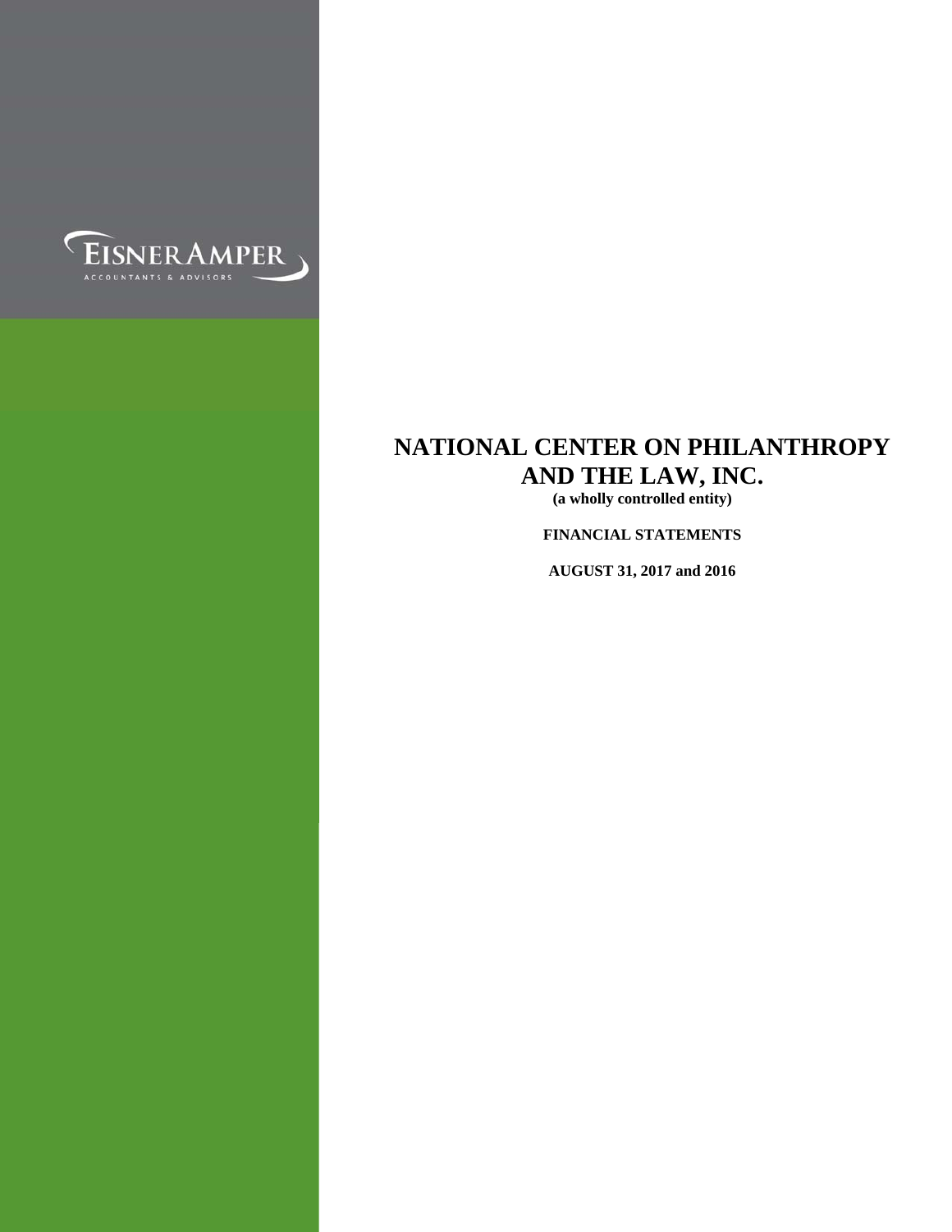EISNERAMPER
ACCOUNTANTS & ADVISORS

# NATIONAL CENTER ON PHILANTHROPY AND THE LAW, INC.

**(a wholly controlled entity)**

**FINANCIAL STATEMENTS**

**AUGUST 31, 2017 and 2016**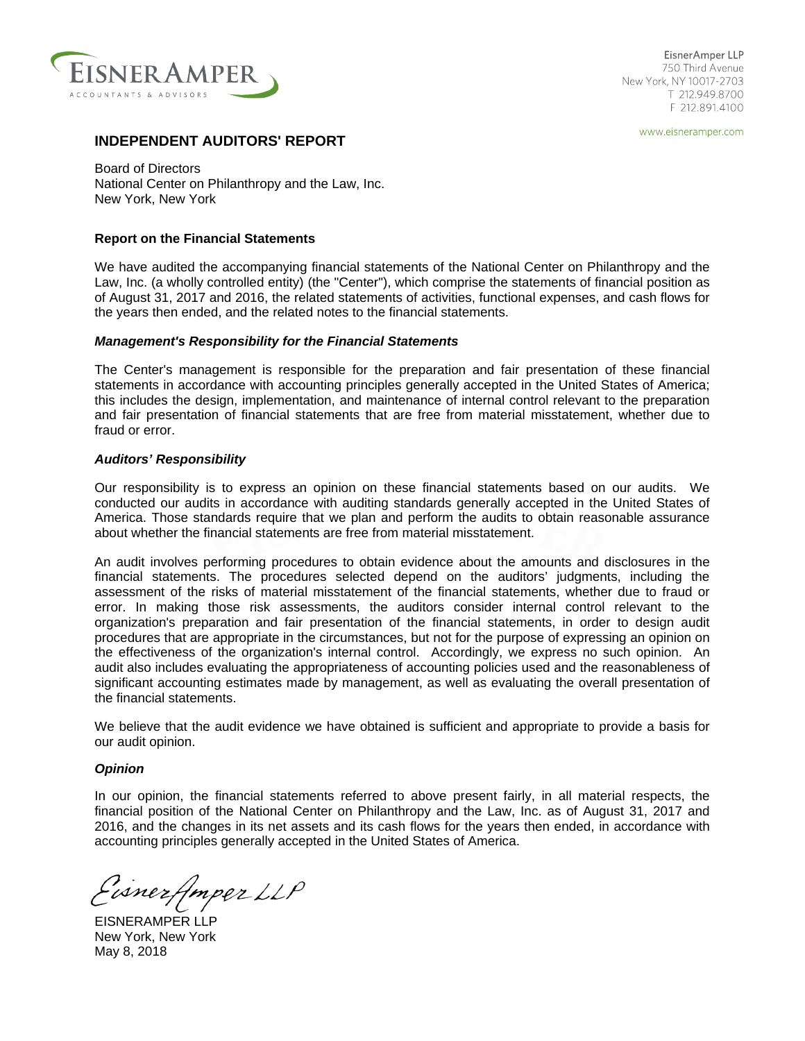EisnerAmper LLP
750 Third Avenue
New York, NY 10017-2703
T 212.949.8700
F 212.891.4100

www.eisneramper.com

# INDEPENDENT AUDITORS' REPORT

Board of Directors
National Center on Philanthropy and the Law, Inc.
New York, New York

## Report on the Financial Statements

We have audited the accompanying financial statements of the National Center on Philanthropy and the Law, Inc. (a wholly controlled entity) (the "Center"), which comprise the statements of financial position as of August 31, 2017 and 2016, the related statements of activities, functional expenses, and cash flows for the years then ended, and the related notes to the financial statements.

### *Management's Responsibility for the Financial Statements*

The Center's management is responsible for the preparation and fair presentation of these financial statements in accordance with accounting principles generally accepted in the United States of America; this includes the design, implementation, and maintenance of internal control relevant to the preparation and fair presentation of financial statements that are free from material misstatement, whether due to fraud or error.

### *Auditors' Responsibility*

Our responsibility is to express an opinion on these financial statements based on our audits. We conducted our audits in accordance with auditing standards generally accepted in the United States of America. Those standards require that we plan and perform the audits to obtain reasonable assurance about whether the financial statements are free from material misstatement.

An audit involves performing procedures to obtain evidence about the amounts and disclosures in the financial statements. The procedures selected depend on the auditors' judgments, including the assessment of the risks of material misstatement of the financial statements, whether due to fraud or error. In making those risk assessments, the auditors consider internal control relevant to the organization's preparation and fair presentation of the financial statements, in order to design audit procedures that are appropriate in the circumstances, but not for the purpose of expressing an opinion on the effectiveness of the organization's internal control. Accordingly, we express no such opinion. An audit also includes evaluating the appropriateness of accounting policies used and the reasonableness of significant accounting estimates made by management, as well as evaluating the overall presentation of the financial statements.

We believe that the audit evidence we have obtained is sufficient and appropriate to provide a basis for our audit opinion.

### *Opinion*

In our opinion, the financial statements referred to above present fairly, in all material respects, the financial position of the National Center on Philanthropy and the Law, Inc. as of August 31, 2017 and 2016, and the changes in its net assets and its cash flows for the years then ended, in accordance with accounting principles generally accepted in the United States of America.

EisnerAmper LLP

EISNERAMPER LLP
New York, New York
May 8, 2018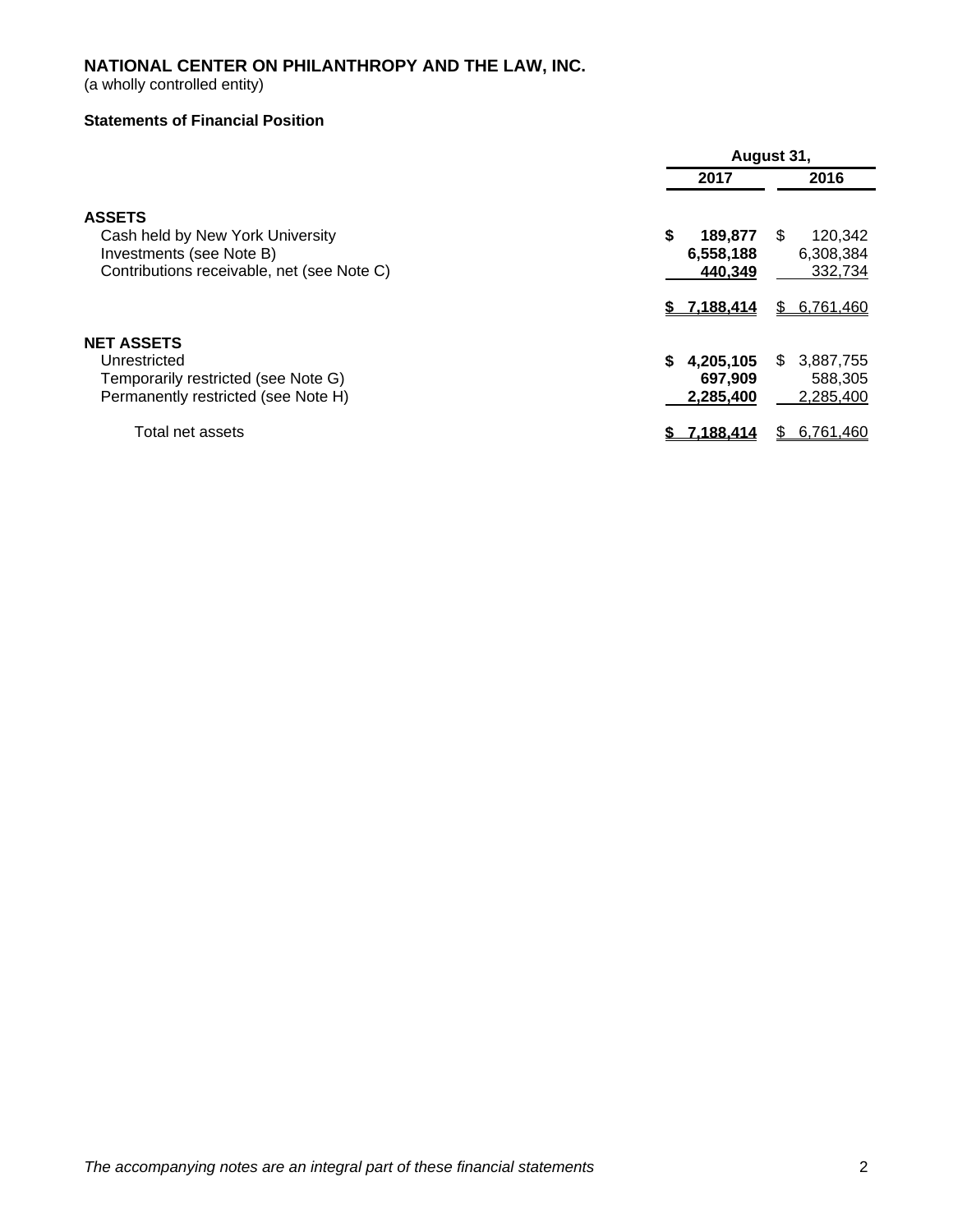**NATIONAL CENTER ON PHILANTHROPY AND THE LAW, INC.**
(a wholly controlled entity)

**Statements of Financial Position**

| | August 31, 2017 | August 31, 2016 |
|---|---|---|
| **ASSETS** | | |
| Cash held by New York University | **$ 189,877** | $ 120,342 |
| Investments (see Note B) | **6,558,188** | 6,308,384 |
| Contributions receivable, net (see Note C) | **440,349** | 332,734 |
| | **$ 7,188,414** | $ 6,761,460 |
| **NET ASSETS** | | |
| Unrestricted | **$ 4,205,105** | $ 3,887,755 |
| Temporarily restricted (see Note G) | **697,909** | 588,305 |
| Permanently restricted (see Note H) | **2,285,400** | 2,285,400 |
| Total net assets | **$ 7,188,414** | $ 6,761,460 |

*The accompanying notes are an integral part of these financial statements*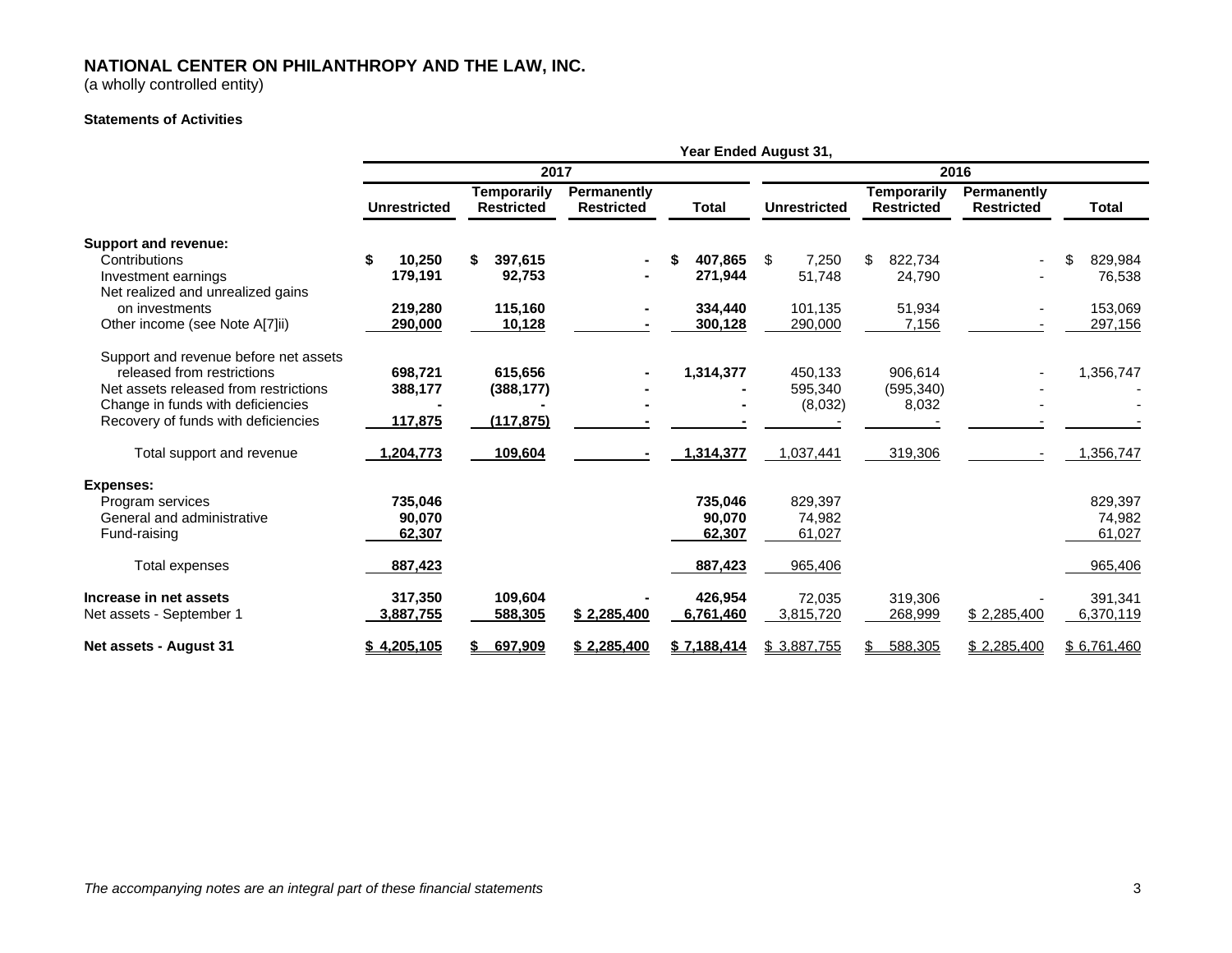# NATIONAL CENTER ON PHILANTHROPY AND THE LAW, INC.

(a wholly controlled entity)

**Statements of Activities**

| | Year Ended August 31, | | | | | | | |
|---|---|---|---|---|---|---|---|---|
| | 2017 | | | | 2016 | | | |
| | Unrestricted | Temporarily Restricted | Permanently Restricted | Total | Unrestricted | Temporarily Restricted | Permanently Restricted | Total |
| **Support and revenue:** | | | | | | | | |
| Contributions | **$ 10,250** | **$ 397,615** | **-** | **$ 407,865** | $ 7,250 | $ 822,734 | - | $ 829,984 |
| Investment earnings | **179,191** | **92,753** | **-** | **271,944** | 51,748 | 24,790 | - | 76,538 |
| Net realized and unrealized gains on investments | **219,280** | **115,160** | **-** | **334,440** | 101,135 | 51,934 | - | 153,069 |
| Other income (see Note A[7]ii) | **290,000** | **10,128** | **-** | **300,128** | 290,000 | 7,156 | - | 297,156 |
| Support and revenue before net assets released from restrictions | **698,721** | **615,656** | **-** | **1,314,377** | 450,133 | 906,614 | - | 1,356,747 |
| Net assets released from restrictions | **388,177** | **(388,177)** | **-** | **-** | 595,340 | (595,340) | - | - |
| Change in funds with deficiencies | **-** | **-** | **-** | **-** | (8,032) | 8,032 | - | - |
| Recovery of funds with deficiencies | **117,875** | **(117,875)** | **-** | **-** | - | - | - | - |
| Total support and revenue | **1,204,773** | **109,604** | **-** | **1,314,377** | 1,037,441 | 319,306 | - | 1,356,747 |
| **Expenses:** | | | | | | | | |
| Program services | **735,046** | | | **735,046** | 829,397 | | | 829,397 |
| General and administrative | **90,070** | | | **90,070** | 74,982 | | | 74,982 |
| Fund-raising | **62,307** | | | **62,307** | 61,027 | | | 61,027 |
| Total expenses | **887,423** | | | **887,423** | 965,406 | | | 965,406 |
| **Increase in net assets** | **317,350** | **109,604** | **-** | **426,954** | 72,035 | 319,306 | - | 391,341 |
| Net assets - September 1 | **3,887,755** | **588,305** | **$ 2,285,400** | **6,761,460** | 3,815,720 | 268,999 | $ 2,285,400 | 6,370,119 |
| **Net assets - August 31** | **$ 4,205,105** | **$ 697,909** | **$ 2,285,400** | **$ 7,188,414** | $ 3,887,755 | $ 588,305 | $ 2,285,400 | $ 6,761,460 |

*The accompanying notes are an integral part of these financial statements*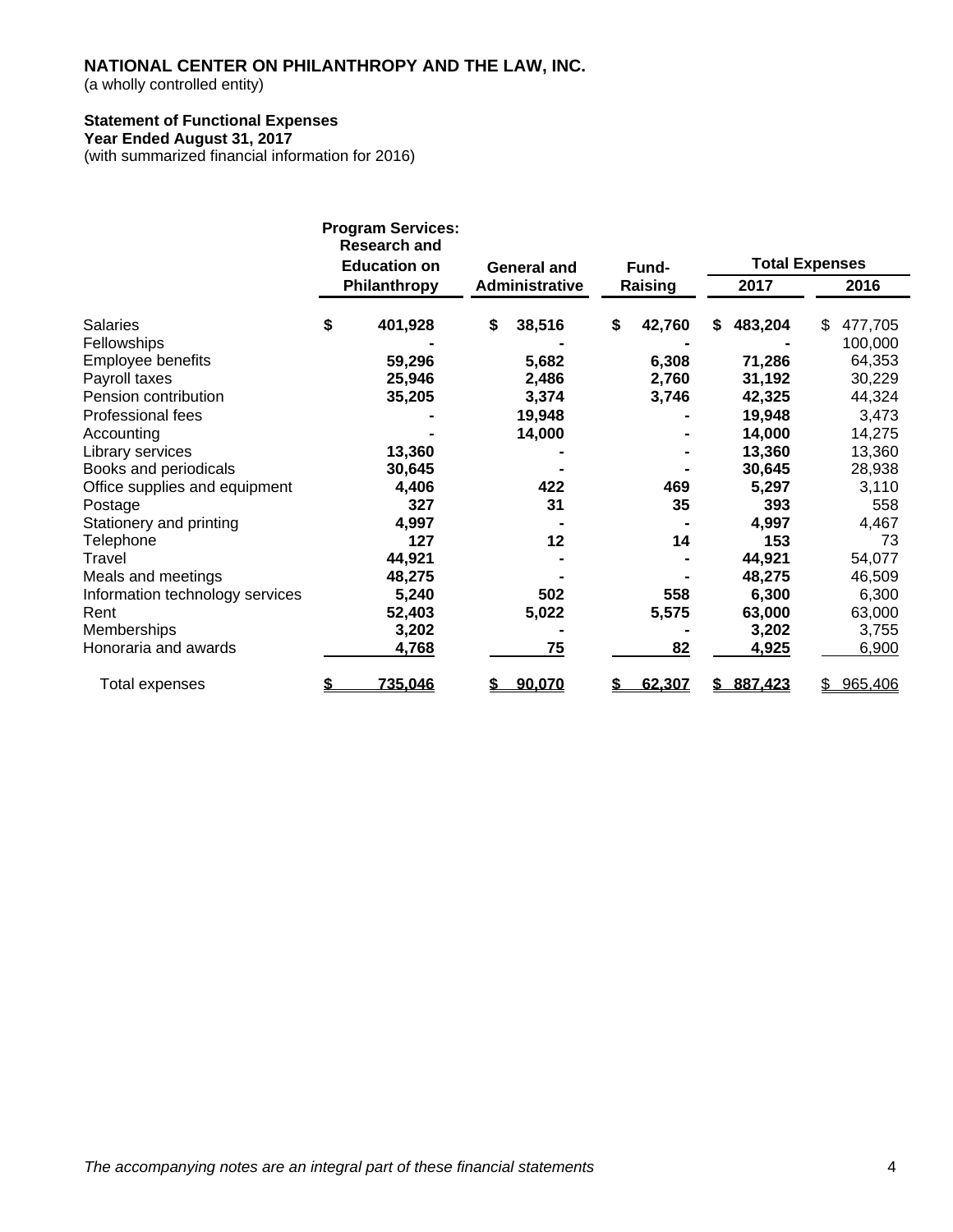**NATIONAL CENTER ON PHILANTHROPY AND THE LAW, INC.**
(a wholly controlled entity)

**Statement of Functional Expenses**
**Year Ended August 31, 2017**
(with summarized financial information for 2016)

| | Program Services: Research and Education on Philanthropy | General and Administrative | Fund-Raising | Total Expenses 2017 | Total Expenses 2016 |
|---|---|---|---|---|---|
| Salaries | $ 401,928 | $ 38,516 | $ 42,760 | $ 483,204 | $ 477,705 |
| Fellowships | - | - | - | - | 100,000 |
| Employee benefits | 59,296 | 5,682 | 6,308 | 71,286 | 64,353 |
| Payroll taxes | 25,946 | 2,486 | 2,760 | 31,192 | 30,229 |
| Pension contribution | 35,205 | 3,374 | 3,746 | 42,325 | 44,324 |
| Professional fees | - | 19,948 | - | 19,948 | 3,473 |
| Accounting | - | 14,000 | - | 14,000 | 14,275 |
| Library services | 13,360 | - | - | 13,360 | 13,360 |
| Books and periodicals | 30,645 | - | - | 30,645 | 28,938 |
| Office supplies and equipment | 4,406 | 422 | 469 | 5,297 | 3,110 |
| Postage | 327 | 31 | 35 | 393 | 558 |
| Stationery and printing | 4,997 | - | - | 4,997 | 4,467 |
| Telephone | 127 | 12 | 14 | 153 | 73 |
| Travel | 44,921 | - | - | 44,921 | 54,077 |
| Meals and meetings | 48,275 | - | - | 48,275 | 46,509 |
| Information technology services | 5,240 | 502 | 558 | 6,300 | 6,300 |
| Rent | 52,403 | 5,022 | 5,575 | 63,000 | 63,000 |
| Memberships | 3,202 | - | - | 3,202 | 3,755 |
| Honoraria and awards | 4,768 | 75 | 82 | 4,925 | 6,900 |
| Total expenses | $ 735,046 | $ 90,070 | $ 62,307 | $ 887,423 | $ 965,406 |

*The accompanying notes are an integral part of these financial statements*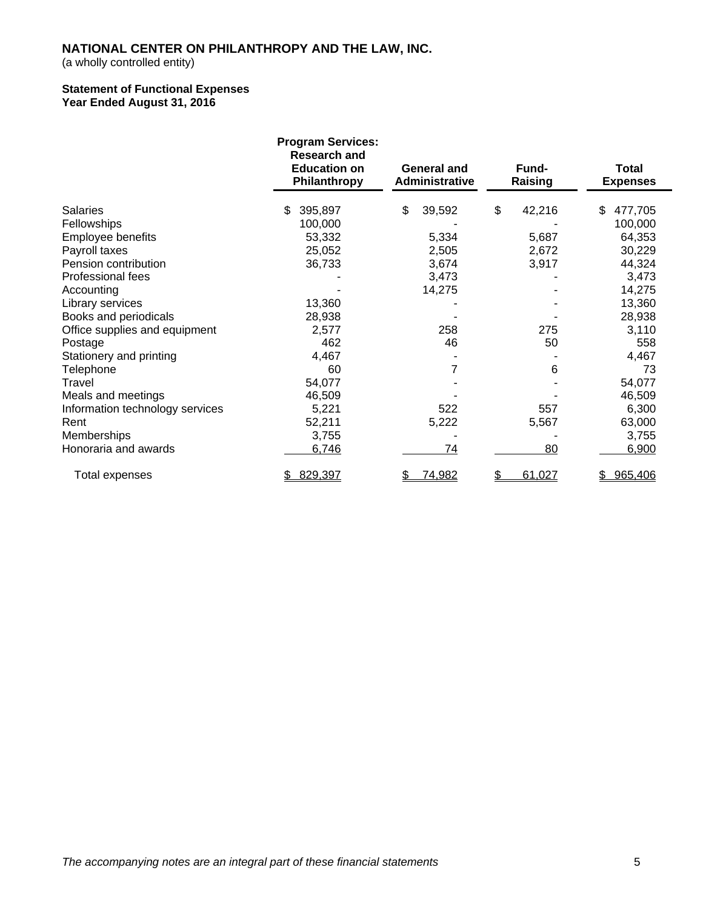**NATIONAL CENTER ON PHILANTHROPY AND THE LAW, INC.**
(a wholly controlled entity)

**Statement of Functional Expenses**
**Year Ended August 31, 2016**

| | Program Services: Research and Education on Philanthropy | General and Administrative | Fund-Raising | Total Expenses |
|---|---|---|---|---|
| Salaries | $ 395,897 | $ 39,592 | $ 42,216 | $ 477,705 |
| Fellowships | 100,000 | - | - | 100,000 |
| Employee benefits | 53,332 | 5,334 | 5,687 | 64,353 |
| Payroll taxes | 25,052 | 2,505 | 2,672 | 30,229 |
| Pension contribution | 36,733 | 3,674 | 3,917 | 44,324 |
| Professional fees | - | 3,473 | - | 3,473 |
| Accounting | - | 14,275 | - | 14,275 |
| Library services | 13,360 | - | - | 13,360 |
| Books and periodicals | 28,938 | - | - | 28,938 |
| Office supplies and equipment | 2,577 | 258 | 275 | 3,110 |
| Postage | 462 | 46 | 50 | 558 |
| Stationery and printing | 4,467 | - | - | 4,467 |
| Telephone | 60 | 7 | 6 | 73 |
| Travel | 54,077 | - | - | 54,077 |
| Meals and meetings | 46,509 | - | - | 46,509 |
| Information technology services | 5,221 | 522 | 557 | 6,300 |
| Rent | 52,211 | 5,222 | 5,567 | 63,000 |
| Memberships | 3,755 | - | - | 3,755 |
| Honoraria and awards | 6,746 | 74 | 80 | 6,900 |
| Total expenses | $ 829,397 | $ 74,982 | $ 61,027 | $ 965,406 |

*The accompanying notes are an integral part of these financial statements*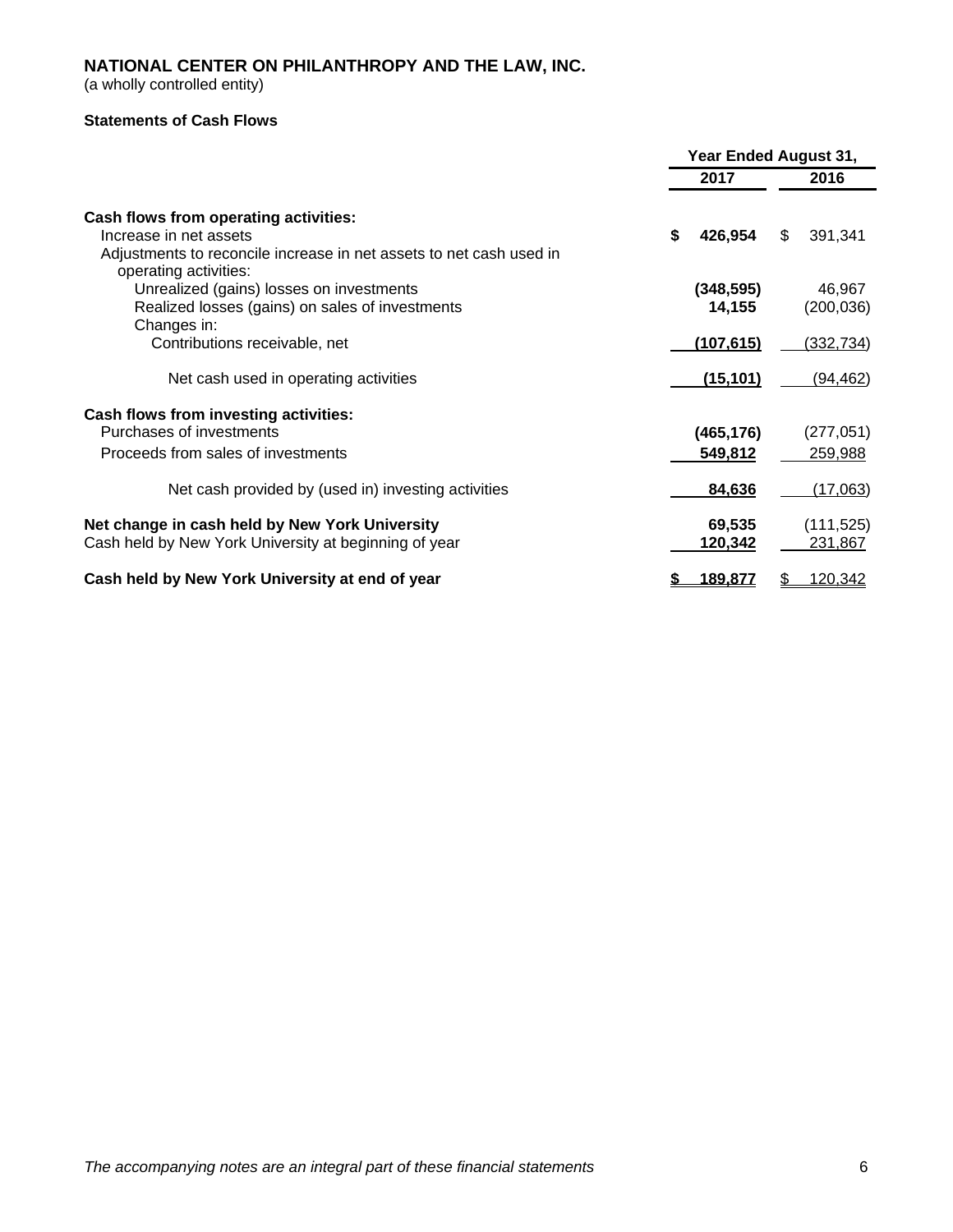**NATIONAL CENTER ON PHILANTHROPY AND THE LAW, INC.**
(a wholly controlled entity)

**Statements of Cash Flows**

| | Year Ended August 31, | |
|---|---|---|
| | **2017** | **2016** |
| **Cash flows from operating activities:** | | |
| Increase in net assets | **$ 426,954** | $ 391,341 |
| Adjustments to reconcile increase in net assets to net cash used in operating activities: | | |
| Unrealized (gains) losses on investments | **(348,595)** | 46,967 |
| Realized losses (gains) on sales of investments | **14,155** | (200,036) |
| Changes in: | | |
| Contributions receivable, net | **(107,615)** | (332,734) |
| Net cash used in operating activities | **(15,101)** | (94,462) |
| **Cash flows from investing activities:** | | |
| Purchases of investments | **(465,176)** | (277,051) |
| Proceeds from sales of investments | **549,812** | 259,988 |
| Net cash provided by (used in) investing activities | **84,636** | (17,063) |
| **Net change in cash held by New York University** | **69,535** | (111,525) |
| Cash held by New York University at beginning of year | **120,342** | 231,867 |
| **Cash held by New York University at end of year** | **$ 189,877** | $ 120,342 |

*The accompanying notes are an integral part of these financial statements*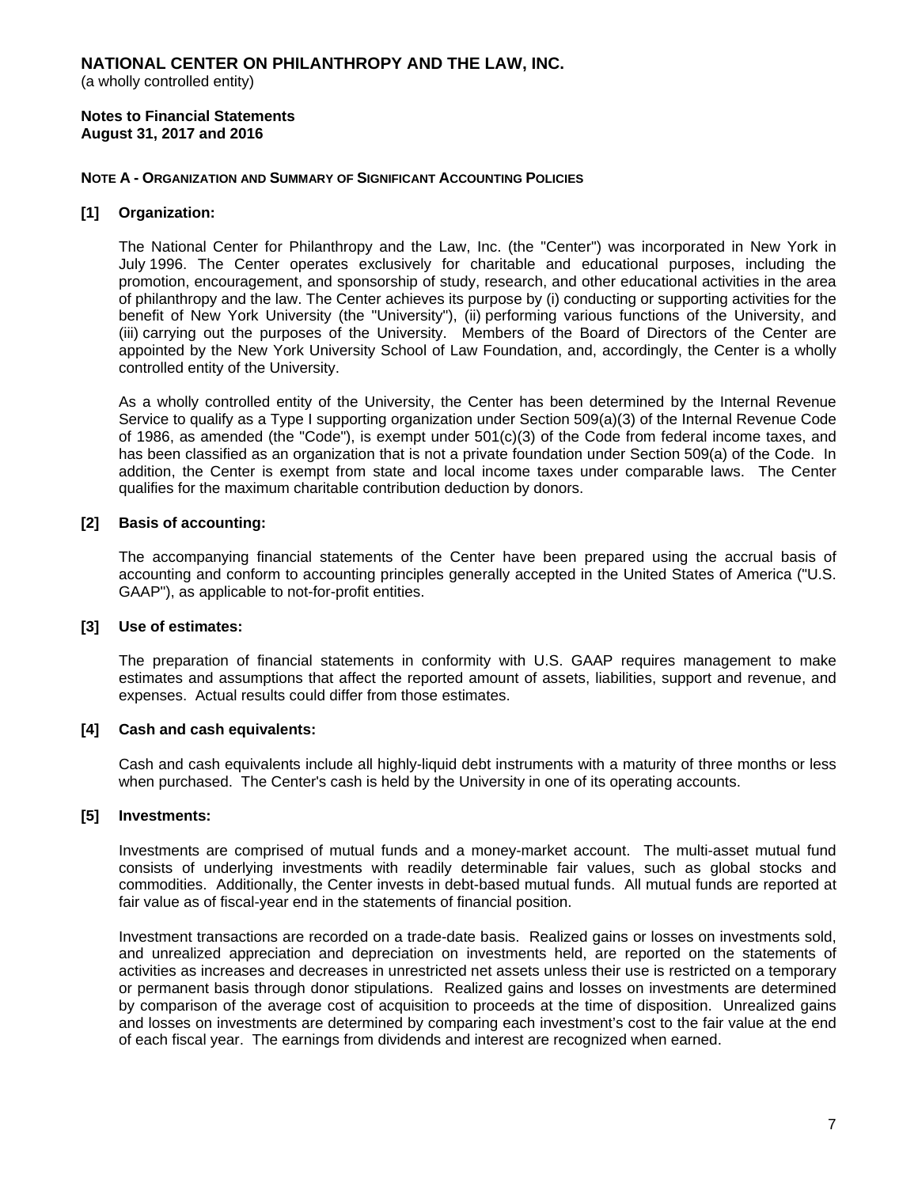**NATIONAL CENTER ON PHILANTHROPY AND THE LAW, INC.**
(a wholly controlled entity)

**Notes to Financial Statements**
**August 31, 2017 and 2016**

**NOTE A - ORGANIZATION AND SUMMARY OF SIGNIFICANT ACCOUNTING POLICIES**

**[1] Organization:**

The National Center for Philanthropy and the Law, Inc. (the "Center") was incorporated in New York in July 1996. The Center operates exclusively for charitable and educational purposes, including the promotion, encouragement, and sponsorship of study, research, and other educational activities in the area of philanthropy and the law. The Center achieves its purpose by (i) conducting or supporting activities for the benefit of New York University (the "University"), (ii) performing various functions of the University, and (iii) carrying out the purposes of the University. Members of the Board of Directors of the Center are appointed by the New York University School of Law Foundation, and, accordingly, the Center is a wholly controlled entity of the University.

As a wholly controlled entity of the University, the Center has been determined by the Internal Revenue Service to qualify as a Type I supporting organization under Section 509(a)(3) of the Internal Revenue Code of 1986, as amended (the "Code"), is exempt under 501(c)(3) of the Code from federal income taxes, and has been classified as an organization that is not a private foundation under Section 509(a) of the Code. In addition, the Center is exempt from state and local income taxes under comparable laws. The Center qualifies for the maximum charitable contribution deduction by donors.

**[2] Basis of accounting:**

The accompanying financial statements of the Center have been prepared using the accrual basis of accounting and conform to accounting principles generally accepted in the United States of America ("U.S. GAAP"), as applicable to not-for-profit entities.

**[3] Use of estimates:**

The preparation of financial statements in conformity with U.S. GAAP requires management to make estimates and assumptions that affect the reported amount of assets, liabilities, support and revenue, and expenses. Actual results could differ from those estimates.

**[4] Cash and cash equivalents:**

Cash and cash equivalents include all highly-liquid debt instruments with a maturity of three months or less when purchased. The Center's cash is held by the University in one of its operating accounts.

**[5] Investments:**

Investments are comprised of mutual funds and a money-market account. The multi-asset mutual fund consists of underlying investments with readily determinable fair values, such as global stocks and commodities. Additionally, the Center invests in debt-based mutual funds. All mutual funds are reported at fair value as of fiscal-year end in the statements of financial position.

Investment transactions are recorded on a trade-date basis. Realized gains or losses on investments sold, and unrealized appreciation and depreciation on investments held, are reported on the statements of activities as increases and decreases in unrestricted net assets unless their use is restricted on a temporary or permanent basis through donor stipulations. Realized gains and losses on investments are determined by comparison of the average cost of acquisition to proceeds at the time of disposition. Unrealized gains and losses on investments are determined by comparing each investment's cost to the fair value at the end of each fiscal year. The earnings from dividends and interest are recognized when earned.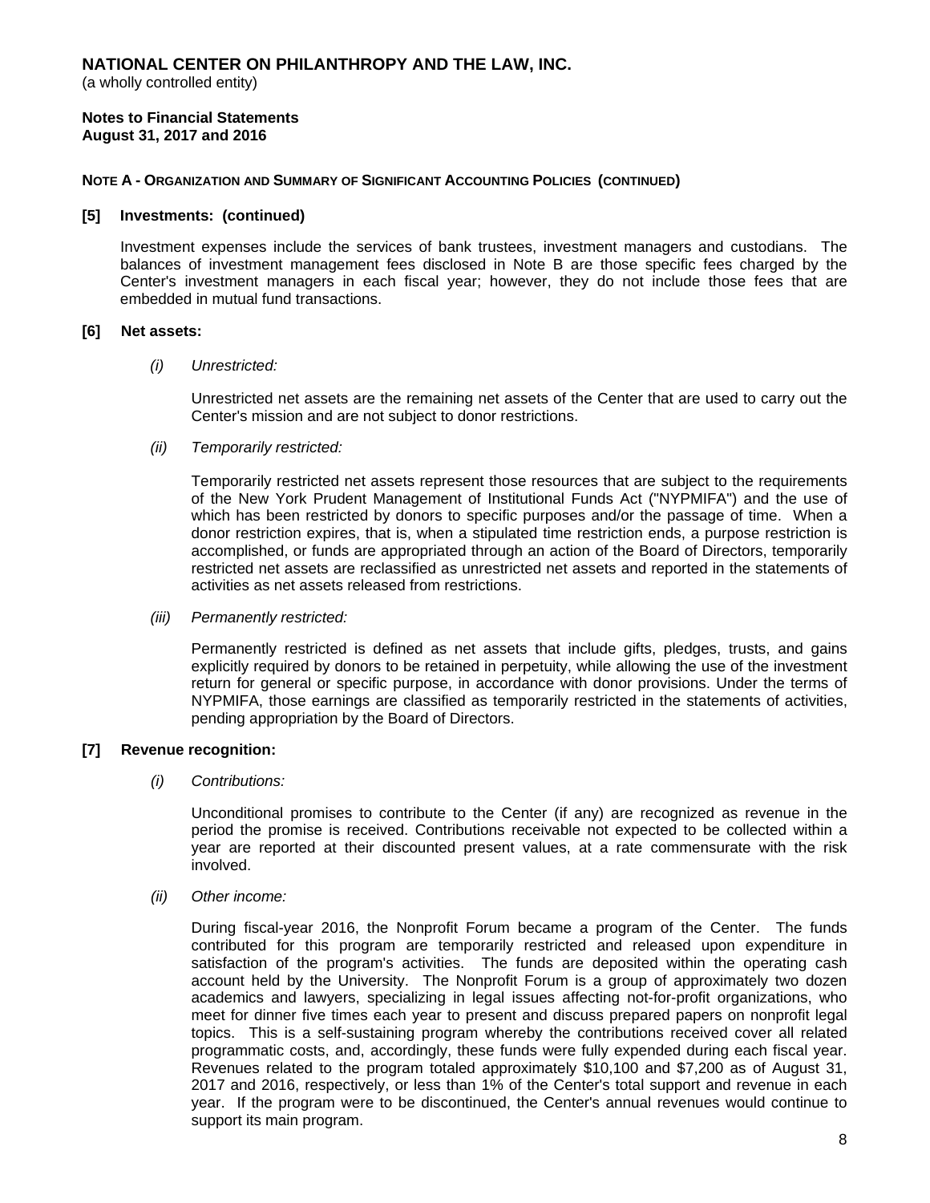**NATIONAL CENTER ON PHILANTHROPY AND THE LAW, INC.**
(a wholly controlled entity)

**Notes to Financial Statements**
**August 31, 2017 and 2016**

**NOTE A - ORGANIZATION AND SUMMARY OF SIGNIFICANT ACCOUNTING POLICIES (CONTINUED)**

**[5] Investments: (continued)**

Investment expenses include the services of bank trustees, investment managers and custodians. The balances of investment management fees disclosed in Note B are those specific fees charged by the Center's investment managers in each fiscal year; however, they do not include those fees that are embedded in mutual fund transactions.

**[6] Net assets:**

*(i) Unrestricted:*

Unrestricted net assets are the remaining net assets of the Center that are used to carry out the Center's mission and are not subject to donor restrictions.

*(ii) Temporarily restricted:*

Temporarily restricted net assets represent those resources that are subject to the requirements of the New York Prudent Management of Institutional Funds Act ("NYPMIFA") and the use of which has been restricted by donors to specific purposes and/or the passage of time. When a donor restriction expires, that is, when a stipulated time restriction ends, a purpose restriction is accomplished, or funds are appropriated through an action of the Board of Directors, temporarily restricted net assets are reclassified as unrestricted net assets and reported in the statements of activities as net assets released from restrictions.

*(iii) Permanently restricted:*

Permanently restricted is defined as net assets that include gifts, pledges, trusts, and gains explicitly required by donors to be retained in perpetuity, while allowing the use of the investment return for general or specific purpose, in accordance with donor provisions. Under the terms of NYPMIFA, those earnings are classified as temporarily restricted in the statements of activities, pending appropriation by the Board of Directors.

**[7] Revenue recognition:**

*(i) Contributions:*

Unconditional promises to contribute to the Center (if any) are recognized as revenue in the period the promise is received. Contributions receivable not expected to be collected within a year are reported at their discounted present values, at a rate commensurate with the risk involved.

*(ii) Other income:*

During fiscal-year 2016, the Nonprofit Forum became a program of the Center. The funds contributed for this program are temporarily restricted and released upon expenditure in satisfaction of the program's activities. The funds are deposited within the operating cash account held by the University. The Nonprofit Forum is a group of approximately two dozen academics and lawyers, specializing in legal issues affecting not-for-profit organizations, who meet for dinner five times each year to present and discuss prepared papers on nonprofit legal topics. This is a self-sustaining program whereby the contributions received cover all related programmatic costs, and, accordingly, these funds were fully expended during each fiscal year. Revenues related to the program totaled approximately $10,100 and $7,200 as of August 31, 2017 and 2016, respectively, or less than 1% of the Center's total support and revenue in each year. If the program were to be discontinued, the Center's annual revenues would continue to support its main program.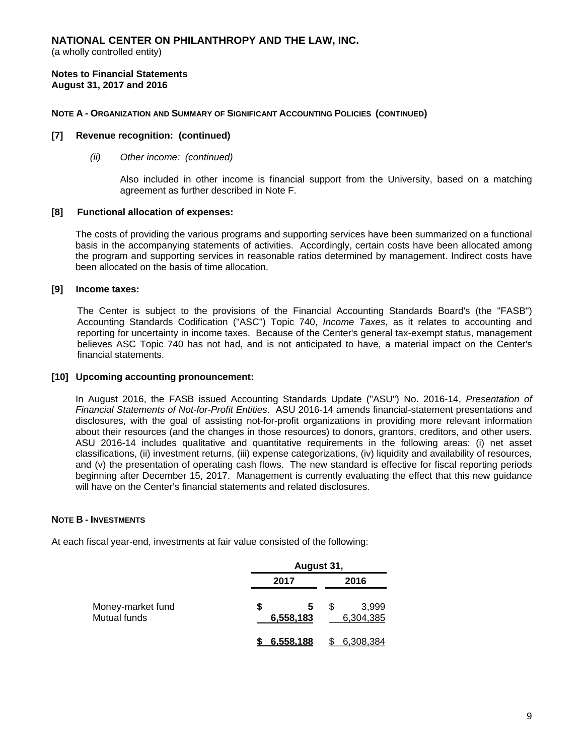**NATIONAL CENTER ON PHILANTHROPY AND THE LAW, INC.**
(a wholly controlled entity)

**Notes to Financial Statements**
**August 31, 2017 and 2016**

**NOTE A - ORGANIZATION AND SUMMARY OF SIGNIFICANT ACCOUNTING POLICIES (CONTINUED)**

**[7] Revenue recognition: (continued)**

*(ii) Other income: (continued)*

Also included in other income is financial support from the University, based on a matching agreement as further described in Note F.

**[8] Functional allocation of expenses:**

The costs of providing the various programs and supporting services have been summarized on a functional basis in the accompanying statements of activities. Accordingly, certain costs have been allocated among the program and supporting services in reasonable ratios determined by management. Indirect costs have been allocated on the basis of time allocation.

**[9] Income taxes:**

The Center is subject to the provisions of the Financial Accounting Standards Board's (the "FASB") Accounting Standards Codification ("ASC") Topic 740, *Income Taxes*, as it relates to accounting and reporting for uncertainty in income taxes. Because of the Center's general tax-exempt status, management believes ASC Topic 740 has not had, and is not anticipated to have, a material impact on the Center's financial statements.

**[10] Upcoming accounting pronouncement:**

In August 2016, the FASB issued Accounting Standards Update ("ASU") No. 2016-14, *Presentation of Financial Statements of Not-for-Profit Entities*. ASU 2016-14 amends financial-statement presentations and disclosures, with the goal of assisting not-for-profit organizations in providing more relevant information about their resources (and the changes in those resources) to donors, grantors, creditors, and other users. ASU 2016-14 includes qualitative and quantitative requirements in the following areas: (i) net asset classifications, (ii) investment returns, (iii) expense categorizations, (iv) liquidity and availability of resources, and (v) the presentation of operating cash flows. The new standard is effective for fiscal reporting periods beginning after December 15, 2017. Management is currently evaluating the effect that this new guidance will have on the Center's financial statements and related disclosures.

**NOTE B - INVESTMENTS**

At each fiscal year-end, investments at fair value consisted of the following:

| | August 31, | |
|---|---|---|
| | **2017** | **2016** |
| Money-market fund | **$ 5** | $ 3,999 |
| Mutual funds | **6,558,183** | 6,304,385 |
| | **$ 6,558,188** | $ 6,308,384 |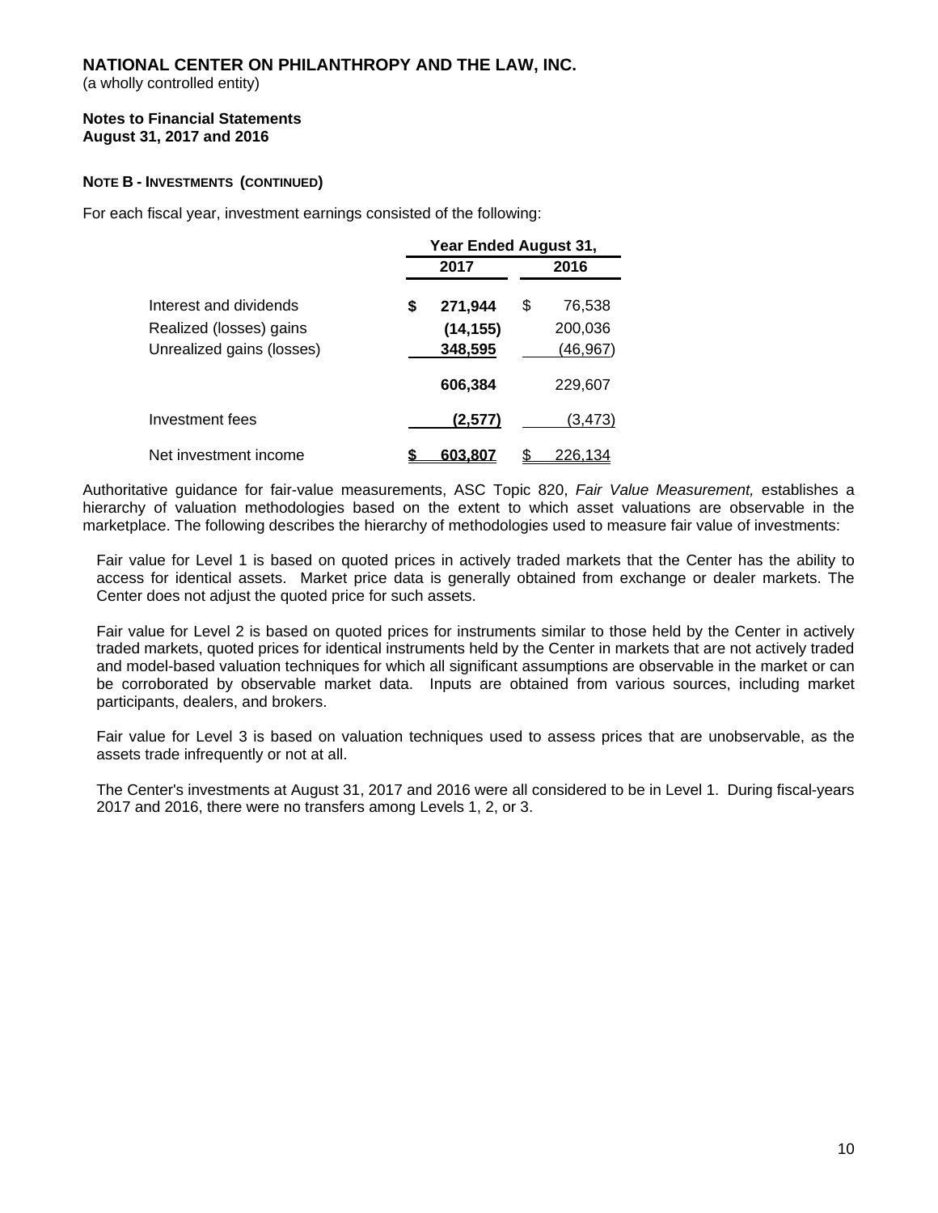**NATIONAL CENTER ON PHILANTHROPY AND THE LAW, INC.**
(a wholly controlled entity)

**Notes to Financial Statements**
**August 31, 2017 and 2016**

**NOTE B - INVESTMENTS (CONTINUED)**

For each fiscal year, investment earnings consisted of the following:

| | Year Ended August 31, | |
|---|---|---|
| | **2017** | **2016** |
| Interest and dividends | **$ 271,944** | $ 76,538 |
| Realized (losses) gains | **(14,155)** | 200,036 |
| Unrealized gains (losses) | **348,595** | (46,967) |
| | **606,384** | 229,607 |
| Investment fees | **(2,577)** | (3,473) |
| Net investment income | **$ 603,807** | $ 226,134 |

Authoritative guidance for fair-value measurements, ASC Topic 820, *Fair Value Measurement,* establishes a hierarchy of valuation methodologies based on the extent to which asset valuations are observable in the marketplace. The following describes the hierarchy of methodologies used to measure fair value of investments:

Fair value for Level 1 is based on quoted prices in actively traded markets that the Center has the ability to access for identical assets. Market price data is generally obtained from exchange or dealer markets. The Center does not adjust the quoted price for such assets.

Fair value for Level 2 is based on quoted prices for instruments similar to those held by the Center in actively traded markets, quoted prices for identical instruments held by the Center in markets that are not actively traded and model-based valuation techniques for which all significant assumptions are observable in the market or can be corroborated by observable market data. Inputs are obtained from various sources, including market participants, dealers, and brokers.

Fair value for Level 3 is based on valuation techniques used to assess prices that are unobservable, as the assets trade infrequently or not at all.

The Center's investments at August 31, 2017 and 2016 were all considered to be in Level 1. During fiscal-years 2017 and 2016, there were no transfers among Levels 1, 2, or 3.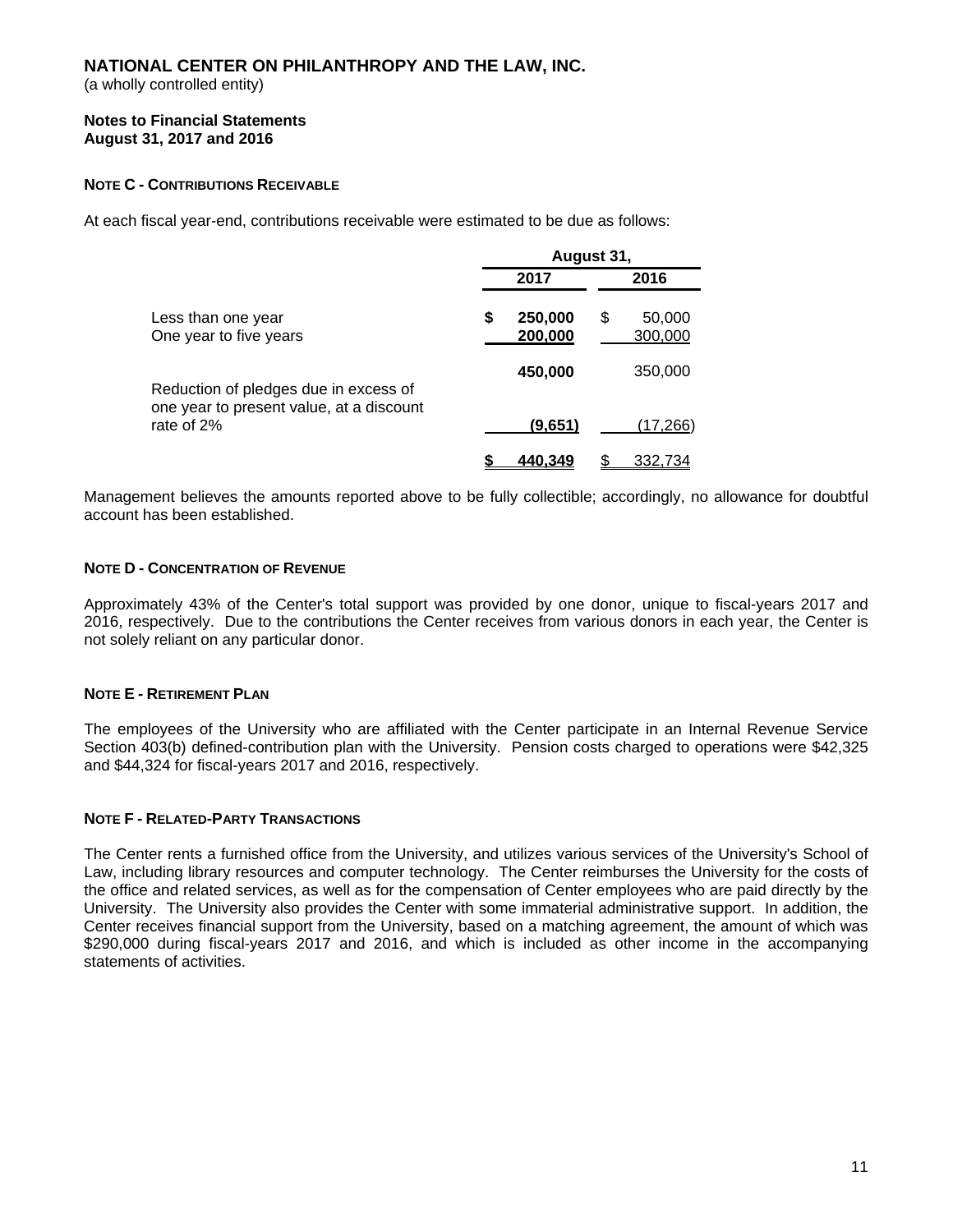**NATIONAL CENTER ON PHILANTHROPY AND THE LAW, INC.**
(a wholly controlled entity)

**Notes to Financial Statements**
**August 31, 2017 and 2016**

**NOTE C - CONTRIBUTIONS RECEIVABLE**

At each fiscal year-end, contributions receivable were estimated to be due as follows:

| | August 31, | |
|---|---|---|
| | **2017** | **2016** |
| Less than one year | **$ 250,000** | $ 50,000 |
| One year to five years | **200,000** | 300,000 |
| | **450,000** | 350,000 |
| Reduction of pledges due in excess of one year to present value, at a discount rate of 2% | **(9,651)** | (17,266) |
| | **$ 440,349** | $ 332,734 |

Management believes the amounts reported above to be fully collectible; accordingly, no allowance for doubtful account has been established.

**NOTE D - CONCENTRATION OF REVENUE**

Approximately 43% of the Center's total support was provided by one donor, unique to fiscal-years 2017 and 2016, respectively. Due to the contributions the Center receives from various donors in each year, the Center is not solely reliant on any particular donor.

**NOTE E - RETIREMENT PLAN**

The employees of the University who are affiliated with the Center participate in an Internal Revenue Service Section 403(b) defined-contribution plan with the University. Pension costs charged to operations were $42,325 and $44,324 for fiscal-years 2017 and 2016, respectively.

**NOTE F - RELATED-PARTY TRANSACTIONS**

The Center rents a furnished office from the University, and utilizes various services of the University's School of Law, including library resources and computer technology. The Center reimburses the University for the costs of the office and related services, as well as for the compensation of Center employees who are paid directly by the University. The University also provides the Center with some immaterial administrative support. In addition, the Center receives financial support from the University, based on a matching agreement, the amount of which was $290,000 during fiscal-years 2017 and 2016, and which is included as other income in the accompanying statements of activities.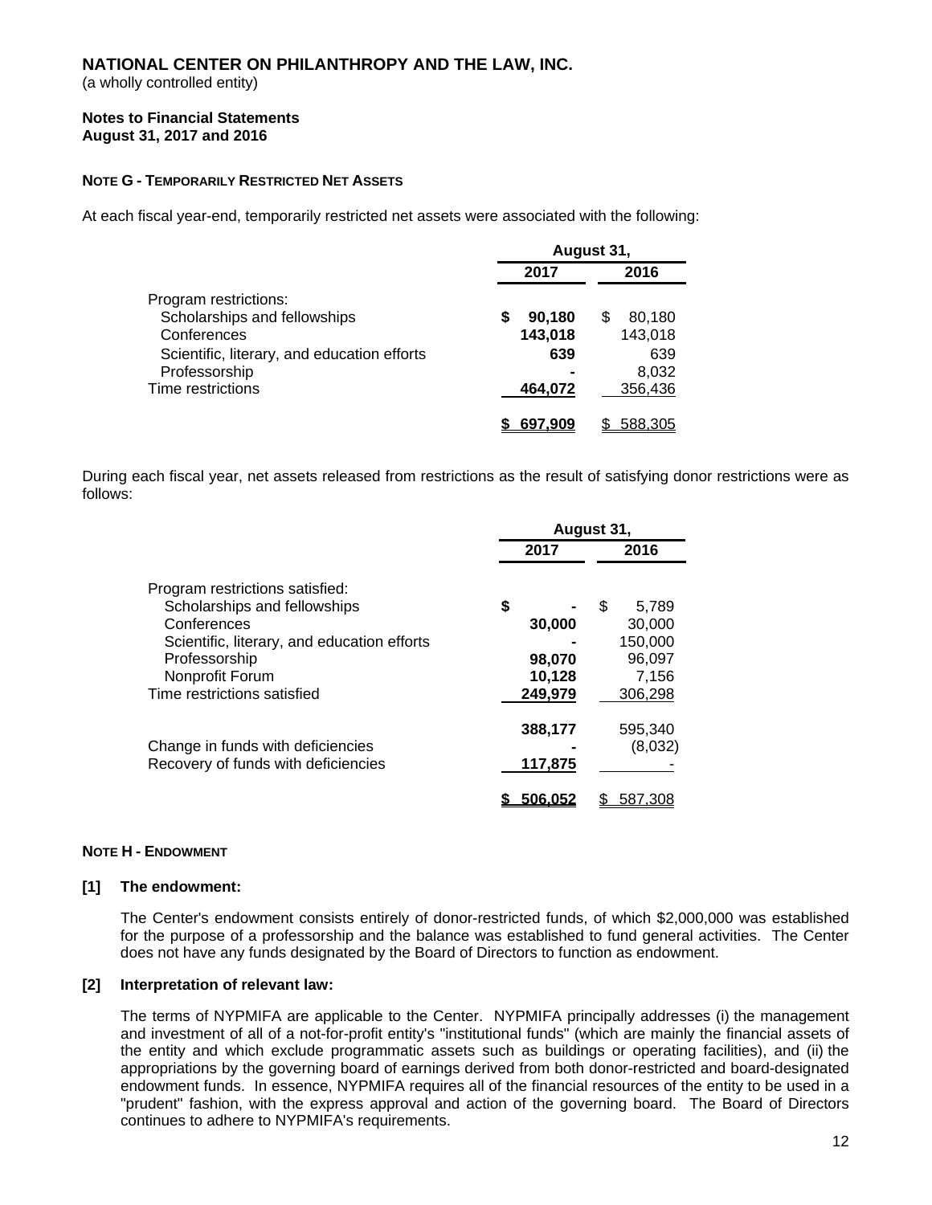**NATIONAL CENTER ON PHILANTHROPY AND THE LAW, INC.**
(a wholly controlled entity)

**Notes to Financial Statements**
**August 31, 2017 and 2016**

**NOTE G - TEMPORARILY RESTRICTED NET ASSETS**

At each fiscal year-end, temporarily restricted net assets were associated with the following:

| | August 31, | |
|---|---|---|
| | **2017** | **2016** |
| Program restrictions: | | |
| Scholarships and fellowships | **$ 90,180** | $ 80,180 |
| Conferences | **143,018** | 143,018 |
| Scientific, literary, and education efforts | **639** | 639 |
| Professorship | **-** | 8,032 |
| Time restrictions | **464,072** | 356,436 |
| | **$ 697,909** | $ 588,305 |

During each fiscal year, net assets released from restrictions as the result of satisfying donor restrictions were as follows:

| | August 31, | |
|---|---|---|
| | **2017** | **2016** |
| Program restrictions satisfied: | | |
| Scholarships and fellowships | **$ -** | $ 5,789 |
| Conferences | **30,000** | 30,000 |
| Scientific, literary, and education efforts | **-** | 150,000 |
| Professorship | **98,070** | 96,097 |
| Nonprofit Forum | **10,128** | 7,156 |
| Time restrictions satisfied | **249,979** | 306,298 |
| | **388,177** | 595,340 |
| Change in funds with deficiencies | **-** | (8,032) |
| Recovery of funds with deficiencies | **117,875** | - |
| | **$ 506,052** | $ 587,308 |

**NOTE H - ENDOWMENT**

**[1] The endowment:**

The Center's endowment consists entirely of donor-restricted funds, of which $2,000,000 was established for the purpose of a professorship and the balance was established to fund general activities. The Center does not have any funds designated by the Board of Directors to function as endowment.

**[2] Interpretation of relevant law:**

The terms of NYPMIFA are applicable to the Center. NYPMIFA principally addresses (i) the management and investment of all of a not-for-profit entity's "institutional funds" (which are mainly the financial assets of the entity and which exclude programmatic assets such as buildings or operating facilities), and (ii) the appropriations by the governing board of earnings derived from both donor-restricted and board-designated endowment funds. In essence, NYPMIFA requires all of the financial resources of the entity to be used in a "prudent" fashion, with the express approval and action of the governing board. The Board of Directors continues to adhere to NYPMIFA's requirements.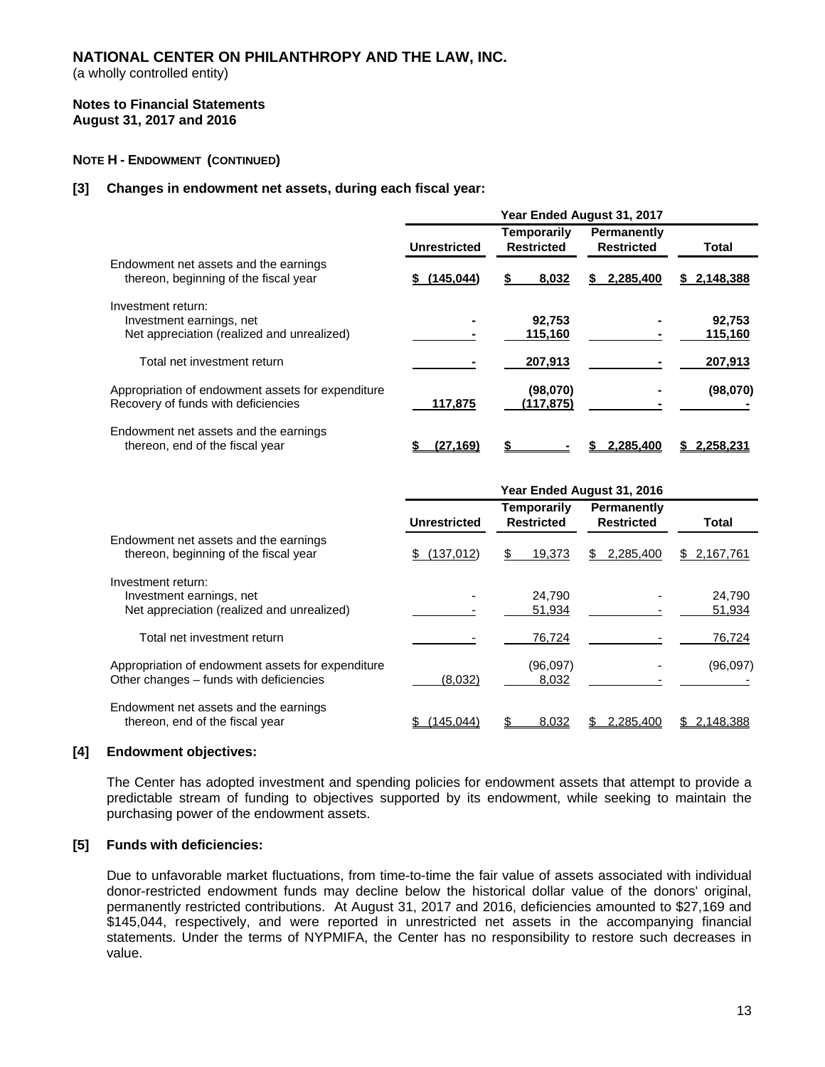# NATIONAL CENTER ON PHILANTHROPY AND THE LAW, INC.

(a wholly controlled entity)

**Notes to Financial Statements**
**August 31, 2017 and 2016**

**NOTE H - ENDOWMENT (CONTINUED)**

**[3] Changes in endowment net assets, during each fiscal year:**

| | Year Ended August 31, 2017 | | | |
|---|---|---|---|---|
| | **Unrestricted** | **Temporarily Restricted** | **Permanently Restricted** | **Total** |
| Endowment net assets and the earnings thereon, beginning of the fiscal year | **$ (145,044)** | **$ 8,032** | **$ 2,285,400** | **$ 2,148,388** |
| Investment return: | | | | |
| Investment earnings, net | **-** | **92,753** | **-** | **92,753** |
| Net appreciation (realized and unrealized) | **-** | **115,160** | **-** | **115,160** |
| Total net investment return | **-** | **207,913** | **-** | **207,913** |
| Appropriation of endowment assets for expenditure | | **(98,070)** | **-** | **(98,070)** |
| Recovery of funds with deficiencies | **117,875** | **(117,875)** | **-** | **-** |
| Endowment net assets and the earnings thereon, end of the fiscal year | **$ (27,169)** | **$ -** | **$ 2,285,400** | **$ 2,258,231** |

| | Year Ended August 31, 2016 | | | |
|---|---|---|---|---|
| | **Unrestricted** | **Temporarily Restricted** | **Permanently Restricted** | **Total** |
| Endowment net assets and the earnings thereon, beginning of the fiscal year | $ (137,012) | $ 19,373 | $ 2,285,400 | $ 2,167,761 |
| Investment return: | | | | |
| Investment earnings, net | - | 24,790 | - | 24,790 |
| Net appreciation (realized and unrealized) | - | 51,934 | - | 51,934 |
| Total net investment return | - | 76,724 | - | 76,724 |
| Appropriation of endowment assets for expenditure | | (96,097) | - | (96,097) |
| Other changes – funds with deficiencies | (8,032) | 8,032 | - | - |
| Endowment net assets and the earnings thereon, end of the fiscal year | $ (145,044) | $ 8,032 | $ 2,285,400 | $ 2,148,388 |

**[4] Endowment objectives:**

The Center has adopted investment and spending policies for endowment assets that attempt to provide a predictable stream of funding to objectives supported by its endowment, while seeking to maintain the purchasing power of the endowment assets.

**[5] Funds with deficiencies:**

Due to unfavorable market fluctuations, from time-to-time the fair value of assets associated with individual donor-restricted endowment funds may decline below the historical dollar value of the donors' original, permanently restricted contributions. At August 31, 2017 and 2016, deficiencies amounted to $27,169 and $145,044, respectively, and were reported in unrestricted net assets in the accompanying financial statements. Under the terms of NYPMIFA, the Center has no responsibility to restore such decreases in value.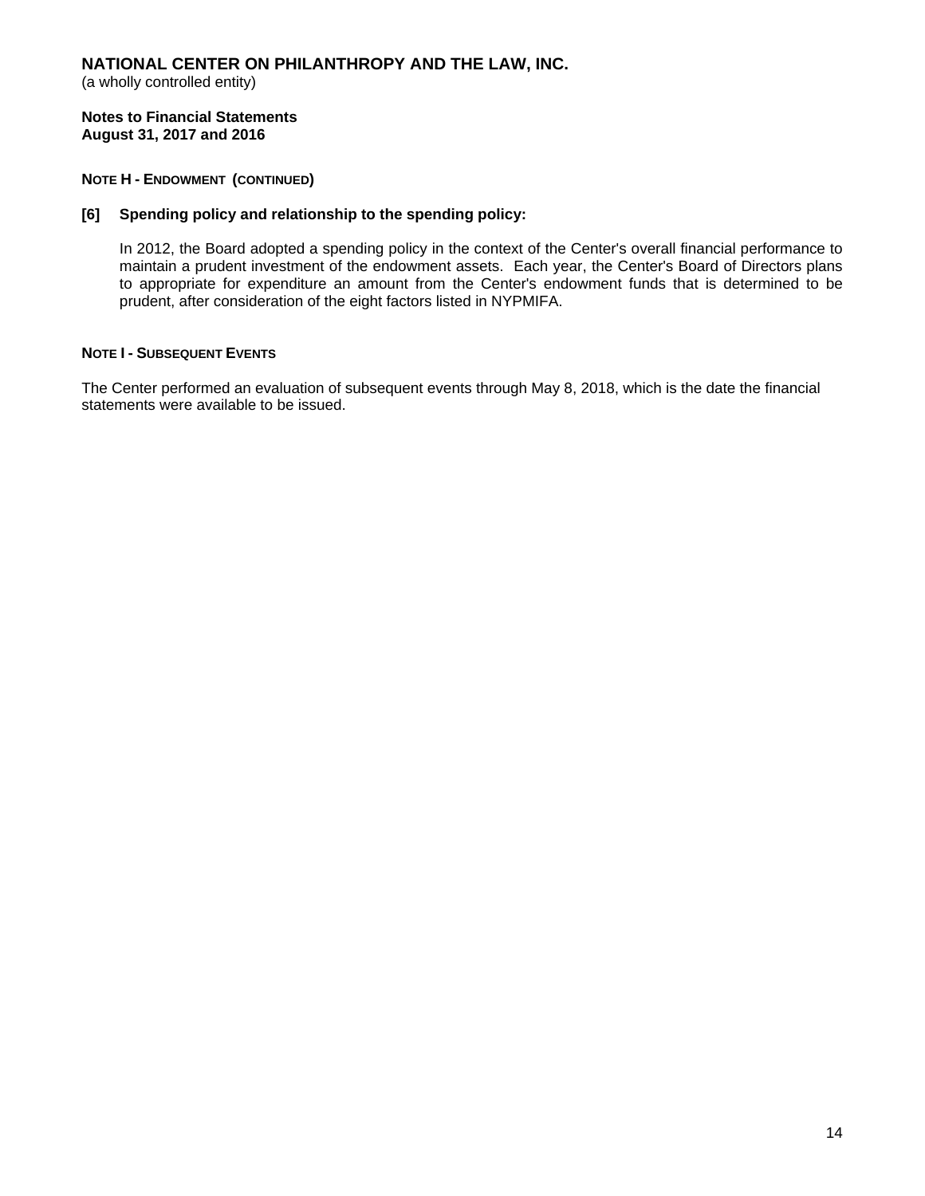**NATIONAL CENTER ON PHILANTHROPY AND THE LAW, INC.**
(a wholly controlled entity)

**Notes to Financial Statements**
**August 31, 2017 and 2016**

**NOTE H - ENDOWMENT (CONTINUED)**

**[6] Spending policy and relationship to the spending policy:**

In 2012, the Board adopted a spending policy in the context of the Center's overall financial performance to maintain a prudent investment of the endowment assets. Each year, the Center's Board of Directors plans to appropriate for expenditure an amount from the Center's endowment funds that is determined to be prudent, after consideration of the eight factors listed in NYPMIFA.

**NOTE I - SUBSEQUENT EVENTS**

The Center performed an evaluation of subsequent events through May 8, 2018, which is the date the financial statements were available to be issued.